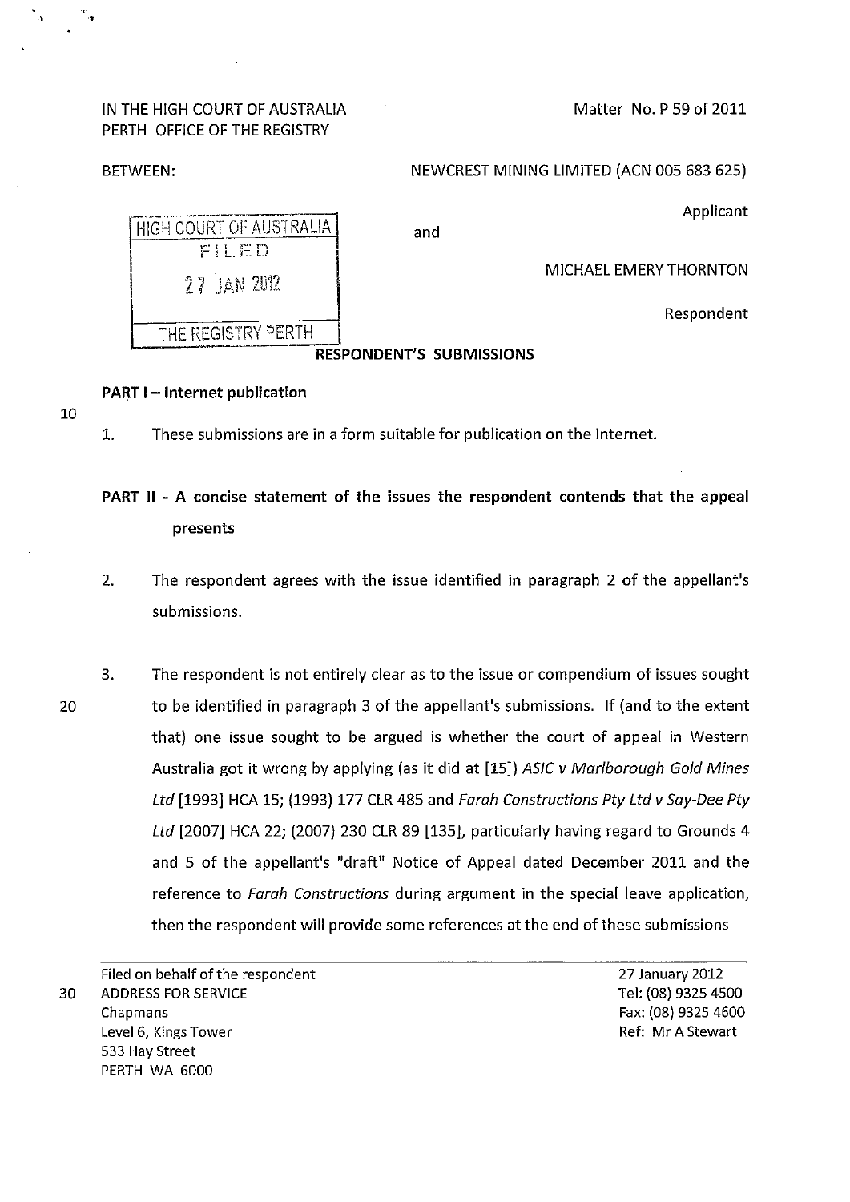IN THE HIGH COURT OF AUSTRALIA
PERTH OFFICE OF THE REGISTRY

Matter No. P 59 of 2011

BETWEEN:

NEWCREST MINING LIMITED (ACN 005 683 625)

Applicant

and

MICHAEL EMERY THORNTON

Respondent

HIGH COURT OF AUSTRALIA
FILED
27 JAN 2012
THE REGISTRY PERTH

## RESPONDENT'S SUBMISSIONS

### PART I – Internet publication

1. These submissions are in a form suitable for publication on the Internet.

### PART II - A concise statement of the issues the respondent contends that the appeal presents

2. The respondent agrees with the issue identified in paragraph 2 of the appellant's submissions.

3. The respondent is not entirely clear as to the issue or compendium of issues sought to be identified in paragraph 3 of the appellant's submissions. If (and to the extent that) one issue sought to be argued is whether the court of appeal in Western Australia got it wrong by applying (as it did at [15]) *ASIC v Marlborough Gold Mines Ltd* [1993] HCA 15; (1993) 177 CLR 485 and *Farah Constructions Pty Ltd v Say-Dee Pty Ltd* [2007] HCA 22; (2007) 230 CLR 89 [135], particularly having regard to Grounds 4 and 5 of the appellant's "draft" Notice of Appeal dated December 2011 and the reference to *Farah Constructions* during argument in the special leave application, then the respondent will provide some references at the end of these submissions

Filed on behalf of the respondent
ADDRESS FOR SERVICE
Chapmans
Level 6, Kings Tower
533 Hay Street
PERTH WA 6000

27 January 2012
Tel: (08) 9325 4500
Fax: (08) 9325 4600
Ref: Mr A Stewart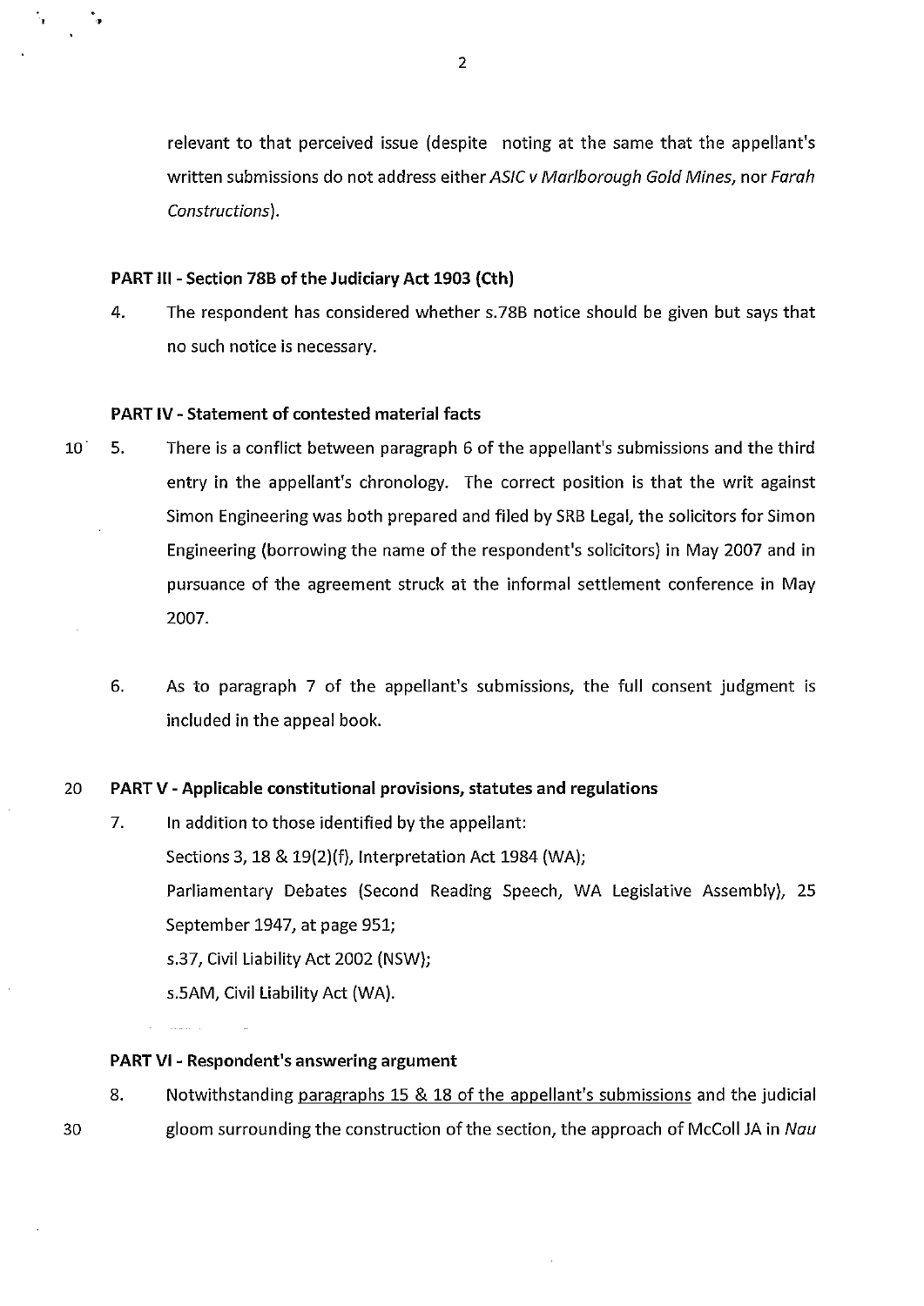relevant to that perceived issue (despite noting at the same that the appellant's written submissions do not address either *ASIC v Marlborough Gold Mines*, nor *Farah Constructions*).

**PART III - Section 78B of the Judiciary Act 1903 (Cth)**

4. The respondent has considered whether s.78B notice should be given but says that no such notice is necessary.

**PART IV - Statement of contested material facts**

5. There is a conflict between paragraph 6 of the appellant's submissions and the third entry in the appellant's chronology. The correct position is that the writ against Simon Engineering was both prepared and filed by SRB Legal, the solicitors for Simon Engineering (borrowing the name of the respondent's solicitors) in May 2007 and in pursuance of the agreement struck at the informal settlement conference in May 2007.

6. As to paragraph 7 of the appellant's submissions, the full consent judgment is included in the appeal book.

**PART V - Applicable constitutional provisions, statutes and regulations**

7. In addition to those identified by the appellant:
   Sections 3, 18 & 19(2)(f), Interpretation Act 1984 (WA);
   Parliamentary Debates (Second Reading Speech, WA Legislative Assembly), 25 September 1947, at page 951;
   s.37, Civil Liability Act 2002 (NSW);
   s.5AM, Civil Liability Act (WA).

**PART VI - Respondent's answering argument**

8. Notwithstanding <u>paragraphs 15 & 18 of the appellant's submissions</u> and the judicial gloom surrounding the construction of the section, the approach of McColl JA in *Nau*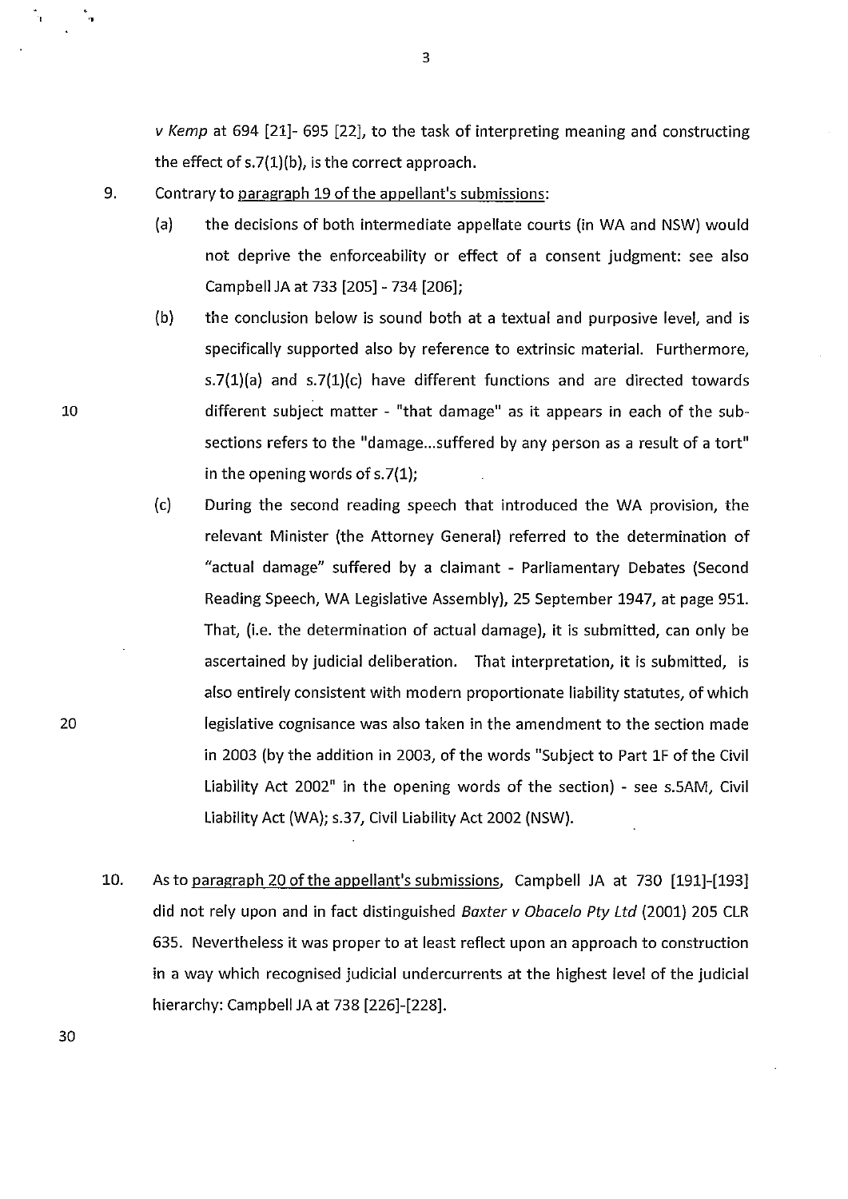*v Kemp* at 694 [21]- 695 [22], to the task of interpreting meaning and constructing the effect of s.7(1)(b), is the correct approach.

9. Contrary to paragraph 19 of the appellant's submissions:

   (a) the decisions of both intermediate appellate courts (in WA and NSW) would not deprive the enforceability or effect of a consent judgment: see also Campbell JA at 733 [205] - 734 [206];

   (b) the conclusion below is sound both at a textual and purposive level, and is specifically supported also by reference to extrinsic material. Furthermore, s.7(1)(a) and s.7(1)(c) have different functions and are directed towards different subject matter - "that damage" as it appears in each of the sub-sections refers to the "damage...suffered by any person as a result of a tort" in the opening words of s.7(1);

   (c) During the second reading speech that introduced the WA provision, the relevant Minister (the Attorney General) referred to the determination of "actual damage" suffered by a claimant - Parliamentary Debates (Second Reading Speech, WA Legislative Assembly), 25 September 1947, at page 951. That, (i.e. the determination of actual damage), it is submitted, can only be ascertained by judicial deliberation. That interpretation, it is submitted, is also entirely consistent with modern proportionate liability statutes, of which legislative cognisance was also taken in the amendment to the section made in 2003 (by the addition in 2003, of the words "Subject to Part 1F of the Civil Liability Act 2002" in the opening words of the section) - see s.5AM, Civil Liability Act (WA); s.37, Civil Liability Act 2002 (NSW).

10. As to paragraph 20 of the appellant's submissions, Campbell JA at 730 [191]-[193] did not rely upon and in fact distinguished *Baxter v Obacelo Pty Ltd* (2001) 205 CLR 635. Nevertheless it was proper to at least reflect upon an approach to construction in a way which recognised judicial undercurrents at the highest level of the judicial hierarchy: Campbell JA at 738 [226]-[228].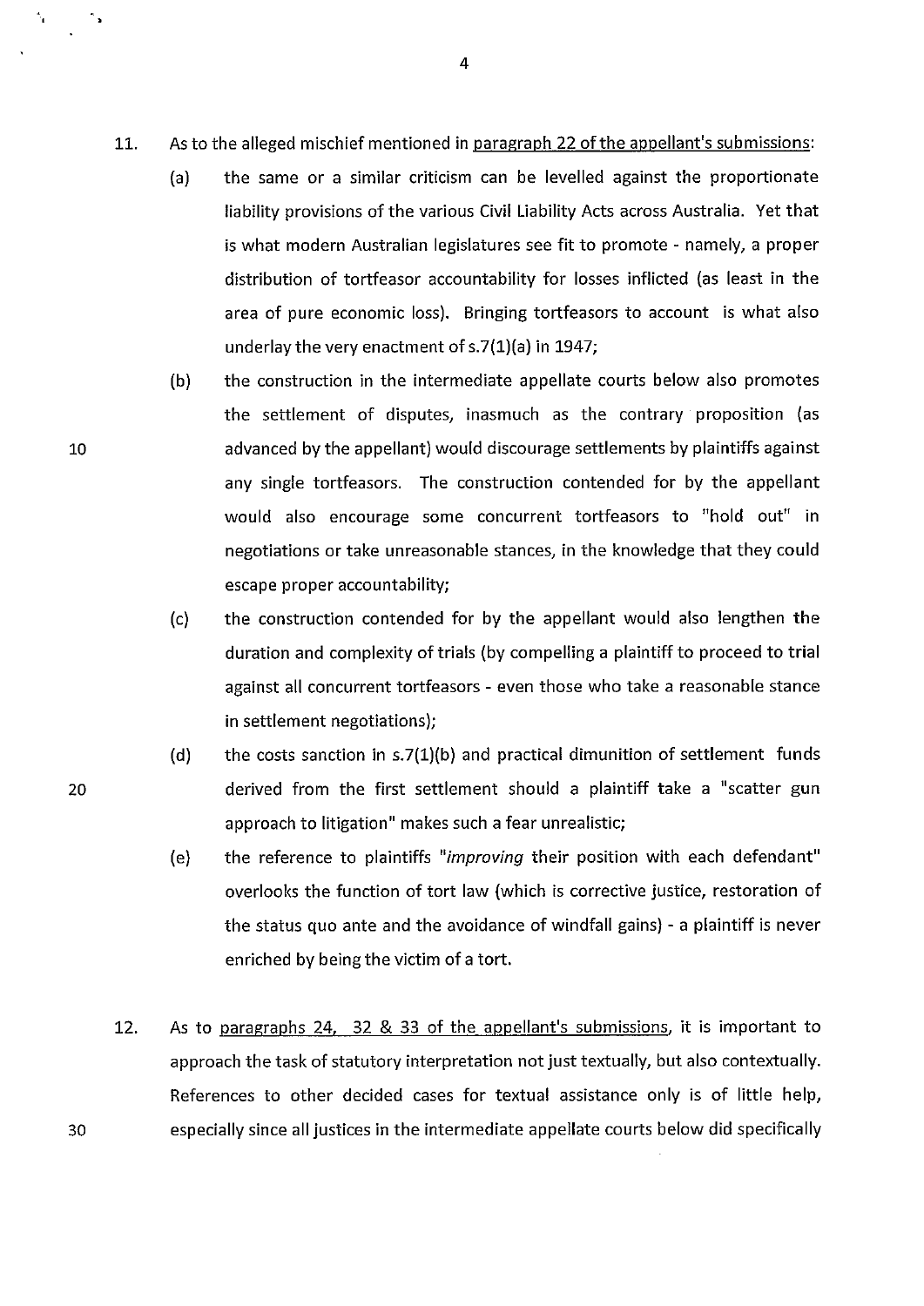11. As to the alleged mischief mentioned in <u>paragraph 22 of the appellant's submissions</u>:

    (a) the same or a similar criticism can be levelled against the proportionate liability provisions of the various Civil Liability Acts across Australia. Yet that is what modern Australian legislatures see fit to promote - namely, a proper distribution of tortfeasor accountability for losses inflicted (as least in the area of pure economic loss). Bringing tortfeasors to account is what also underlay the very enactment of s.7(1)(a) in 1947;

    (b) the construction in the intermediate appellate courts below also promotes the settlement of disputes, inasmuch as the contrary proposition (as advanced by the appellant) would discourage settlements by plaintiffs against any single tortfeasors. The construction contended for by the appellant would also encourage some concurrent tortfeasors to "hold out" in negotiations or take unreasonable stances, in the knowledge that they could escape proper accountability;

    (c) the construction contended for by the appellant would also lengthen the duration and complexity of trials (by compelling a plaintiff to proceed to trial against all concurrent tortfeasors - even those who take a reasonable stance in settlement negotiations);

    (d) the costs sanction in s.7(1)(b) and practical dimunition of settlement funds derived from the first settlement should a plaintiff take a "scatter gun approach to litigation" makes such a fear unrealistic;

    (e) the reference to plaintiffs "*improving* their position with each defendant" overlooks the function of tort law (which is corrective justice, restoration of the status quo ante and the avoidance of windfall gains) - a plaintiff is never enriched by being the victim of a tort.

12. As to <u>paragraphs 24, 32 & 33 of the appellant's submissions</u>, it is important to approach the task of statutory interpretation not just textually, but also contextually. References to other decided cases for textual assistance only is of little help, especially since all justices in the intermediate appellate courts below did specifically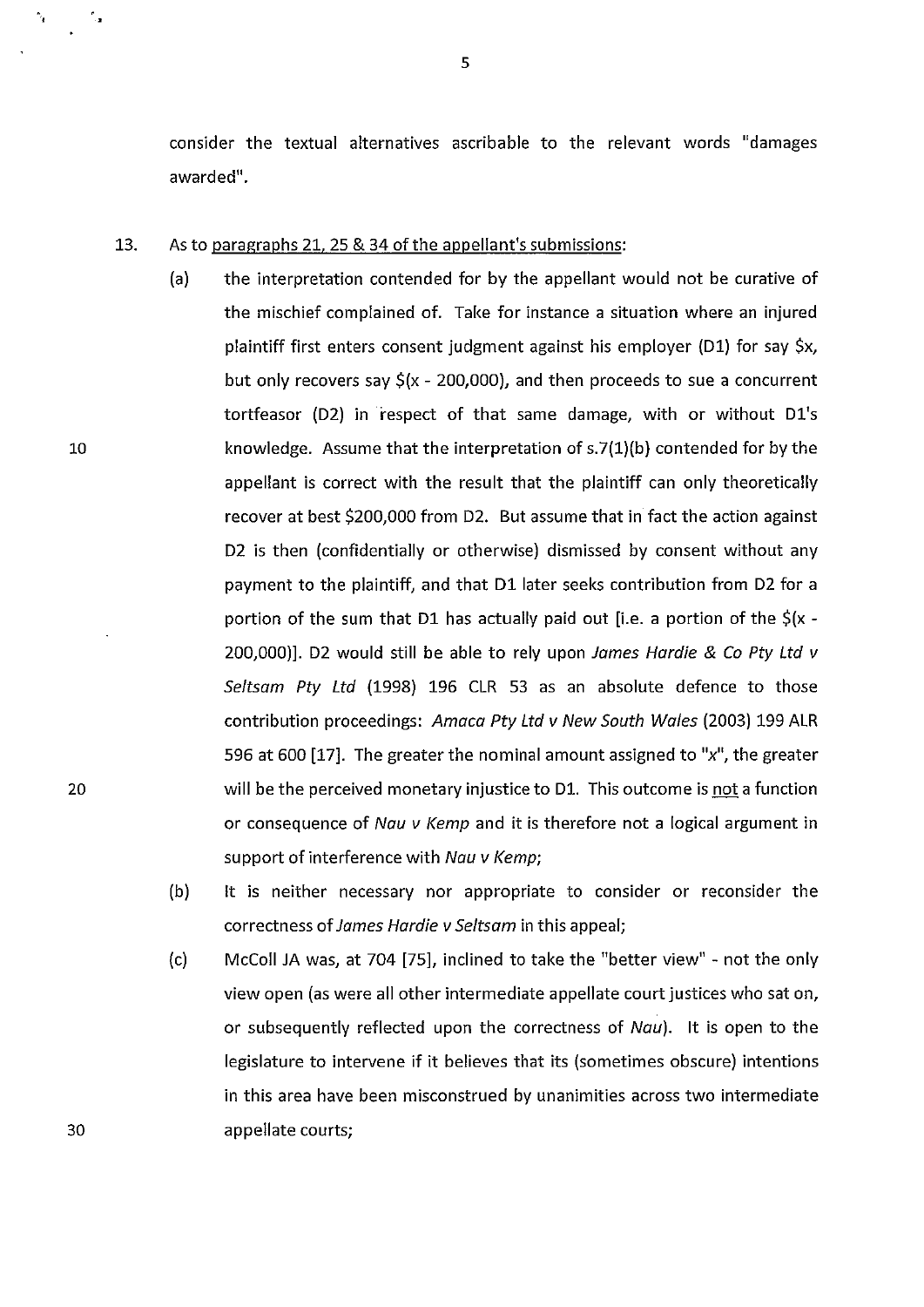consider the textual alternatives ascribable to the relevant words "damages awarded".

13. As to paragraphs 21, 25 & 34 of the appellant's submissions:

  (a) the interpretation contended for by the appellant would not be curative of the mischief complained of. Take for instance a situation where an injured plaintiff first enters consent judgment against his employer (D1) for say $x, but only recovers say $(x - 200,000), and then proceeds to sue a concurrent tortfeasor (D2) in respect of that same damage, with or without D1's knowledge. Assume that the interpretation of s.7(1)(b) contended for by the appellant is correct with the result that the plaintiff can only theoretically recover at best $200,000 from D2. But assume that in fact the action against D2 is then (confidentially or otherwise) dismissed by consent without any payment to the plaintiff, and that D1 later seeks contribution from D2 for a portion of the sum that D1 has actually paid out [i.e. a portion of the $(x - 200,000)]. D2 would still be able to rely upon *James Hardie & Co Pty Ltd v Seltsam Pty Ltd* (1998) 196 CLR 53 as an absolute defence to those contribution proceedings: *Amaca Pty Ltd v New South Wales* (2003) 199 ALR 596 at 600 [17]. The greater the nominal amount assigned to "x", the greater will be the perceived monetary injustice to D1. This outcome is not a function or consequence of *Nau v Kemp* and it is therefore not a logical argument in support of interference with *Nau v Kemp*;

  (b) It is neither necessary nor appropriate to consider or reconsider the correctness of *James Hardie v Seltsam* in this appeal;

  (c) McColl JA was, at 704 [75], inclined to take the "better view" - not the only view open (as were all other intermediate appellate court justices who sat on, or subsequently reflected upon the correctness of *Nau*). It is open to the legislature to intervene if it believes that its (sometimes obscure) intentions in this area have been misconstrued by unanimities across two intermediate appellate courts;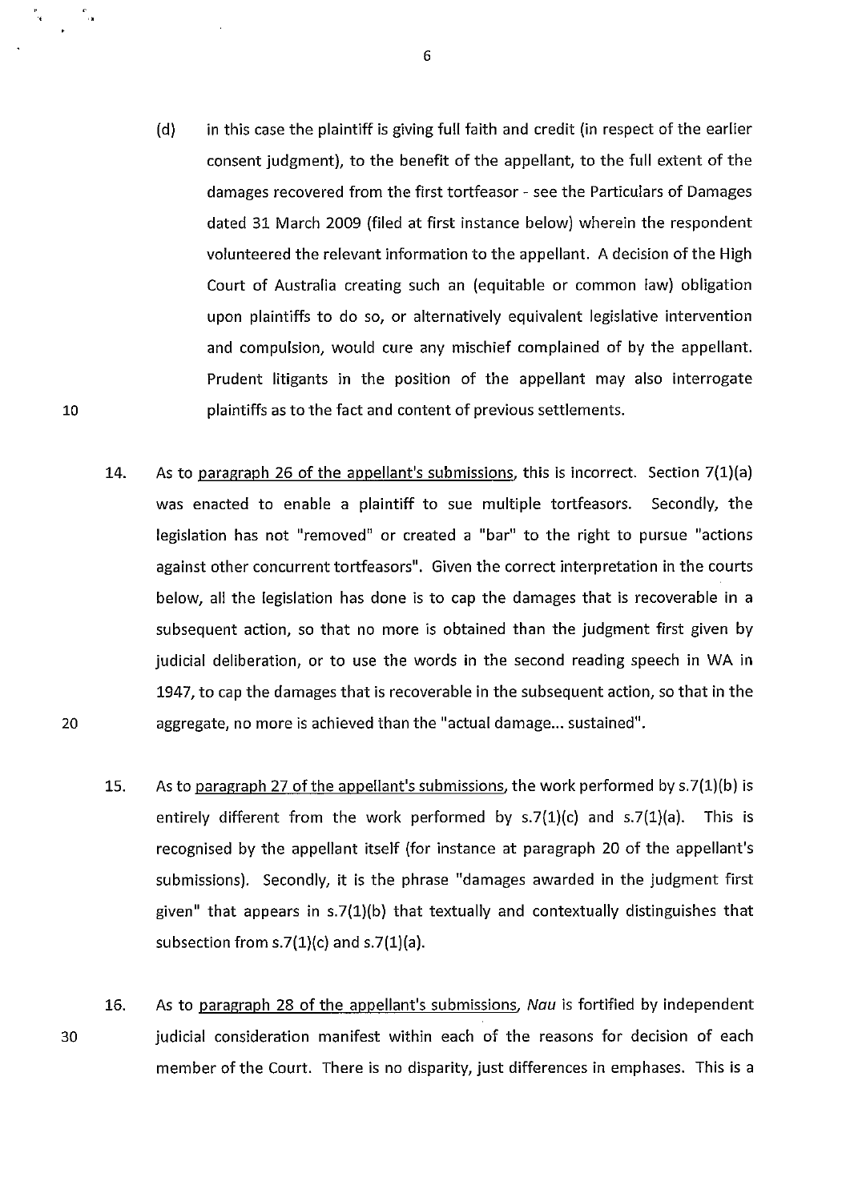(d) in this case the plaintiff is giving full faith and credit (in respect of the earlier consent judgment), to the benefit of the appellant, to the full extent of the damages recovered from the first tortfeasor - see the Particulars of Damages dated 31 March 2009 (filed at first instance below) wherein the respondent volunteered the relevant information to the appellant. A decision of the High Court of Australia creating such an (equitable or common law) obligation upon plaintiffs to do so, or alternatively equivalent legislative intervention and compulsion, would cure any mischief complained of by the appellant. Prudent litigants in the position of the appellant may also interrogate plaintiffs as to the fact and content of previous settlements.

14. As to paragraph 26 of the appellant's submissions, this is incorrect. Section 7(1)(a) was enacted to enable a plaintiff to sue multiple tortfeasors. Secondly, the legislation has not "removed" or created a "bar" to the right to pursue "actions against other concurrent tortfeasors". Given the correct interpretation in the courts below, all the legislation has done is to cap the damages that is recoverable in a subsequent action, so that no more is obtained than the judgment first given by judicial deliberation, or to use the words in the second reading speech in WA in 1947, to cap the damages that is recoverable in the subsequent action, so that in the aggregate, no more is achieved than the "actual damage... sustained".

15. As to paragraph 27 of the appellant's submissions, the work performed by s.7(1)(b) is entirely different from the work performed by s.7(1)(c) and s.7(1)(a). This is recognised by the appellant itself (for instance at paragraph 20 of the appellant's submissions). Secondly, it is the phrase "damages awarded in the judgment first given" that appears in s.7(1)(b) that textually and contextually distinguishes that subsection from s.7(1)(c) and s.7(1)(a).

16. As to paragraph 28 of the appellant's submissions, *Nau* is fortified by independent judicial consideration manifest within each of the reasons for decision of each member of the Court. There is no disparity, just differences in emphases. This is a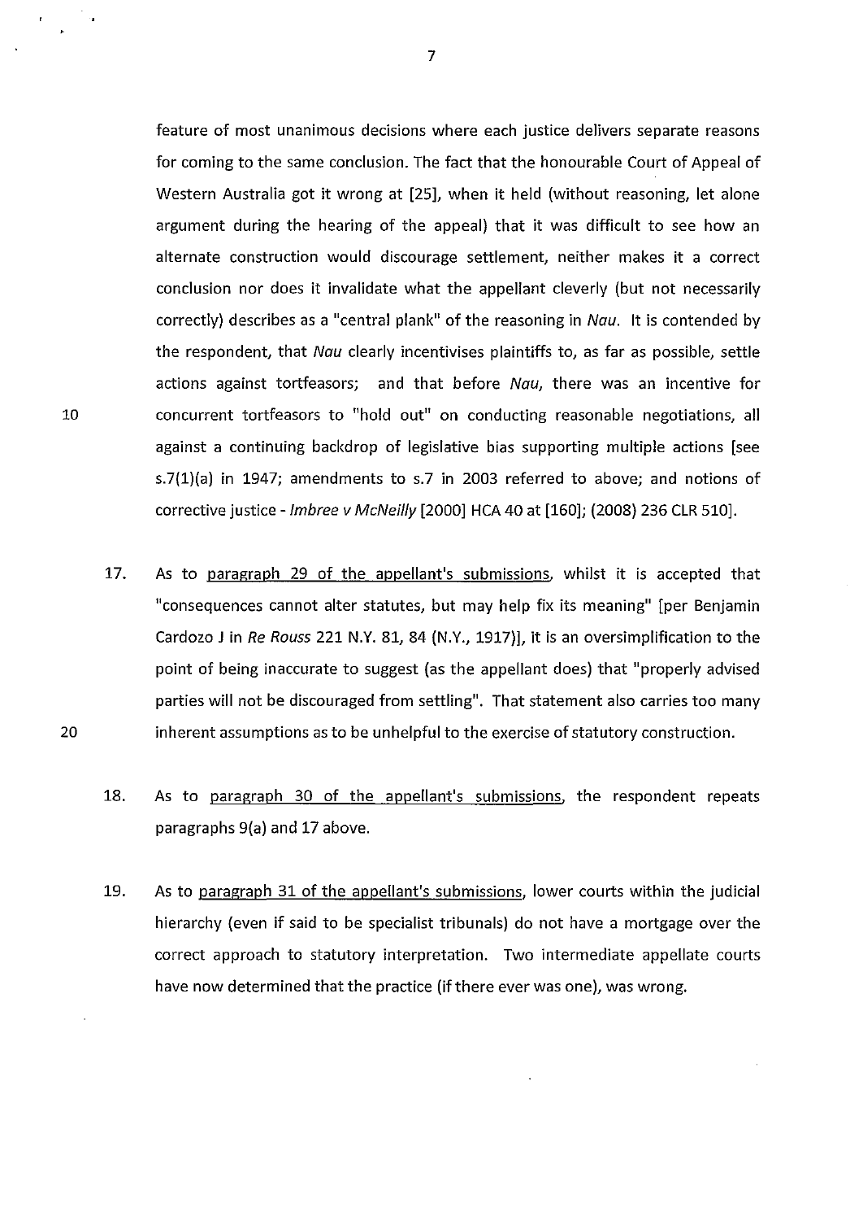feature of most unanimous decisions where each justice delivers separate reasons for coming to the same conclusion. The fact that the honourable Court of Appeal of Western Australia got it wrong at [25], when it held (without reasoning, let alone argument during the hearing of the appeal) that it was difficult to see how an alternate construction would discourage settlement, neither makes it a correct conclusion nor does it invalidate what the appellant cleverly (but not necessarily correctly) describes as a "central plank" of the reasoning in *Nau*. It is contended by the respondent, that *Nau* clearly incentivises plaintiffs to, as far as possible, settle actions against tortfeasors; and that before *Nau*, there was an incentive for concurrent tortfeasors to "hold out" on conducting reasonable negotiations, all against a continuing backdrop of legislative bias supporting multiple actions [see s.7(1)(a) in 1947; amendments to s.7 in 2003 referred to above; and notions of corrective justice - *Imbree v McNeilly* [2000] HCA 40 at [160]; (2008) 236 CLR 510].

17. As to paragraph 29 of the appellant's submissions, whilst it is accepted that "consequences cannot alter statutes, but may help fix its meaning" [per Benjamin Cardozo J in *Re Rouss* 221 N.Y. 81, 84 (N.Y., 1917)], it is an oversimplification to the point of being inaccurate to suggest (as the appellant does) that "properly advised parties will not be discouraged from settling". That statement also carries too many inherent assumptions as to be unhelpful to the exercise of statutory construction.

18. As to paragraph 30 of the appellant's submissions, the respondent repeats paragraphs 9(a) and 17 above.

19. As to paragraph 31 of the appellant's submissions, lower courts within the judicial hierarchy (even if said to be specialist tribunals) do not have a mortgage over the correct approach to statutory interpretation. Two intermediate appellate courts have now determined that the practice (if there ever was one), was wrong.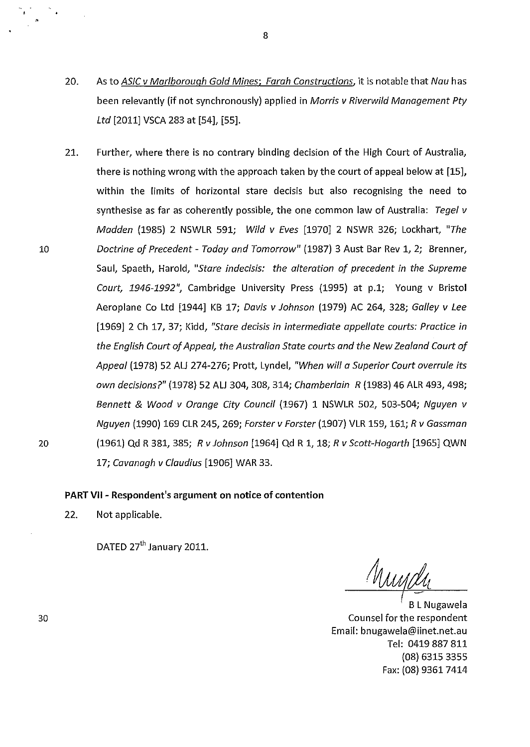20. As to <u>*ASIC v Marlborough Gold Mines*; *Farah Constructions*</u>, it is notable that *Nau* has been relevantly (if not synchronously) applied in *Morris v Riverwild Management Pty Ltd* [2011] VSCA 283 at [54], [55].

21. Further, where there is no contrary binding decision of the High Court of Australia, there is nothing wrong with the approach taken by the court of appeal below at [15], within the limits of horizontal stare decisis but also recognising the need to synthesise as far as coherently possible, the one common law of Australia: *Tegel v Madden* (1985) 2 NSWLR 591; *Wild v Eves* [1970] 2 NSWR 326; Lockhart, *"The Doctrine of Precedent - Today and Tomorrow"* (1987) 3 Aust Bar Rev 1, 2; Brenner, Saul, Spaeth, Harold, *"Stare indecisis: the alteration of precedent in the Supreme Court, 1946-1992"*, Cambridge University Press (1995) at p.1; Young v Bristol Aeroplane Co Ltd [1944] KB 17; *Davis v Johnson* (1979) AC 264, 328; *Galley v Lee* [1969] 2 Ch 17, 37; Kidd, *"Stare decisis in intermediate appellate courts: Practice in the English Court of Appeal, the Australian State courts and the New Zealand Court of Appeal* (1978) 52 ALJ 274-276; Prott, Lyndel, *"When will a Superior Court overrule its own decisions?"* (1978) 52 ALJ 304, 308, 314; *Chamberlain R* (1983) 46 ALR 493, 498; *Bennett & Wood v Orange City Council* (1967) 1 NSWLR 502, 503-504; *Nguyen v Nguyen* (1990) 169 CLR 245, 269; *Forster v Forster* (1907) VLR 159, 161; *R v Gassman* (1961) Qd R 381, 385; *R v Johnson* [1964] Qd R 1, 18; *R v Scott-Hogarth* [1965] QWN 17; *Cavanagh v Claudius* [1906] WAR 33.

**PART VII - Respondent's argument on notice of contention**

22. Not applicable.

DATED 27th January 2011.

B L Nugawela
Counsel for the respondent
Email: bnugawela@iinet.net.au
Tel: 0419 887 811
(08) 6315 3355
Fax: (08) 9361 7414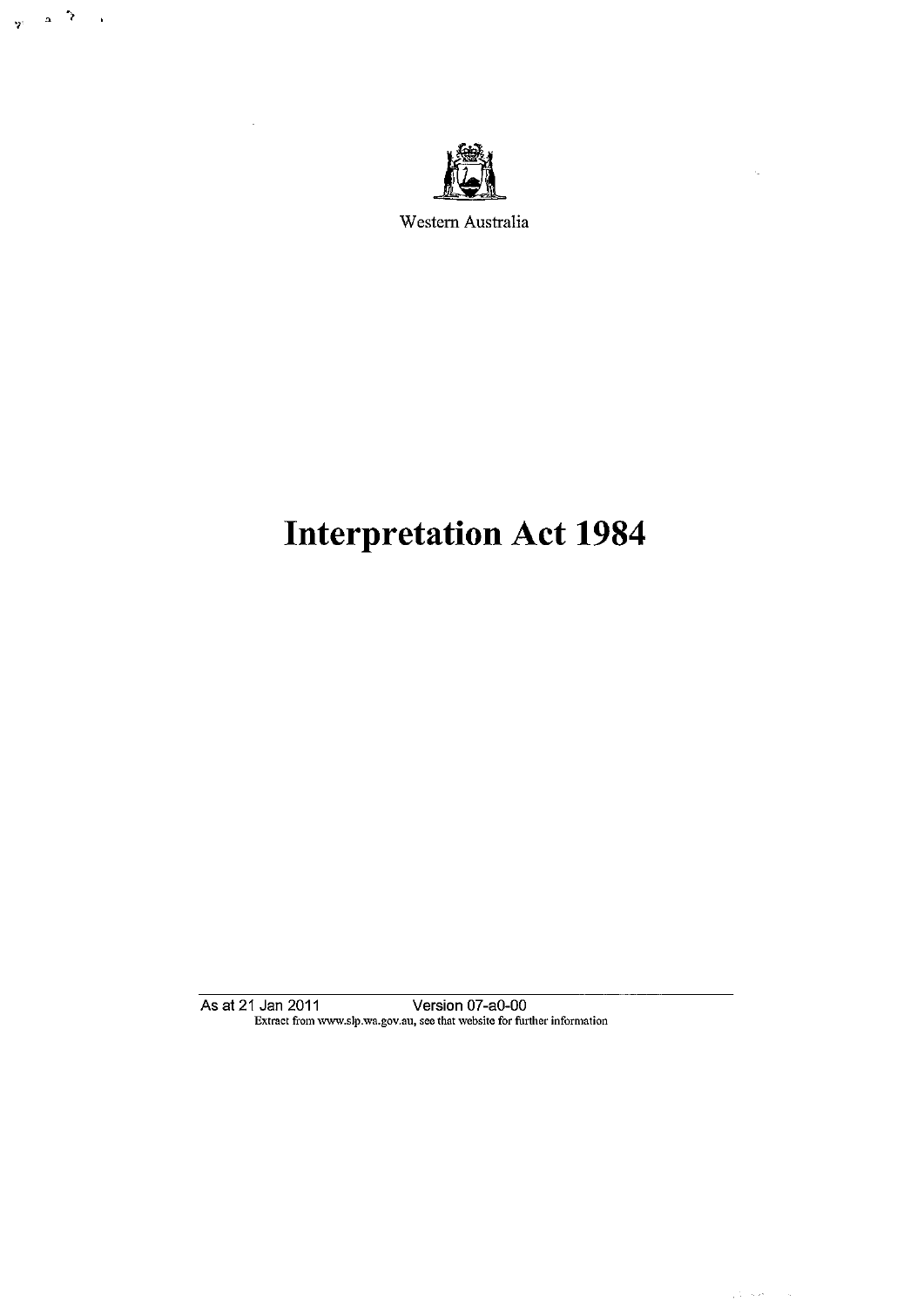Western Australia

# Interpretation Act 1984

As at 21 Jan 2011 Version 07-a0-00

Extract from www.slp.wa.gov.au, see that website for further information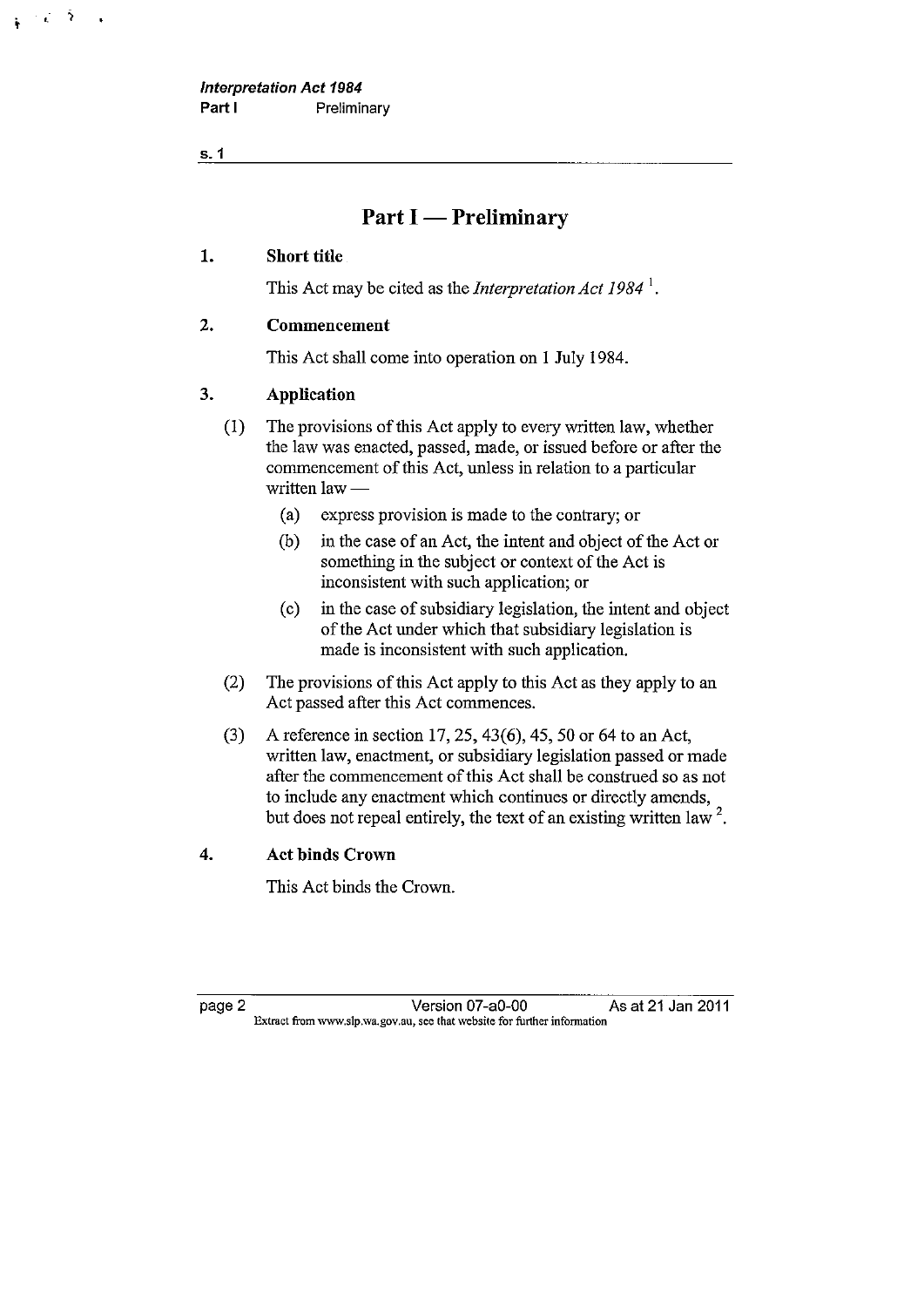# Part I — Preliminary

## 1. Short title

This Act may be cited as the *Interpretation Act 1984* [1].

## 2. Commencement

This Act shall come into operation on 1 July 1984.

## 3. Application

(1) The provisions of this Act apply to every written law, whether the law was enacted, passed, made, or issued before or after the commencement of this Act, unless in relation to a particular written law —

- (a) express provision is made to the contrary; or
- (b) in the case of an Act, the intent and object of the Act or something in the subject or context of the Act is inconsistent with such application; or
- (c) in the case of subsidiary legislation, the intent and object of the Act under which that subsidiary legislation is made is inconsistent with such application.

(2) The provisions of this Act apply to this Act as they apply to an Act passed after this Act commences.

(3) A reference in section 17, 25, 43(6), 45, 50 or 64 to an Act, written law, enactment, or subsidiary legislation passed or made after the commencement of this Act shall be construed so as not to include any enactment which continues or directly amends, but does not repeal entirely, the text of an existing written law [2].

## 4. Act binds Crown

This Act binds the Crown.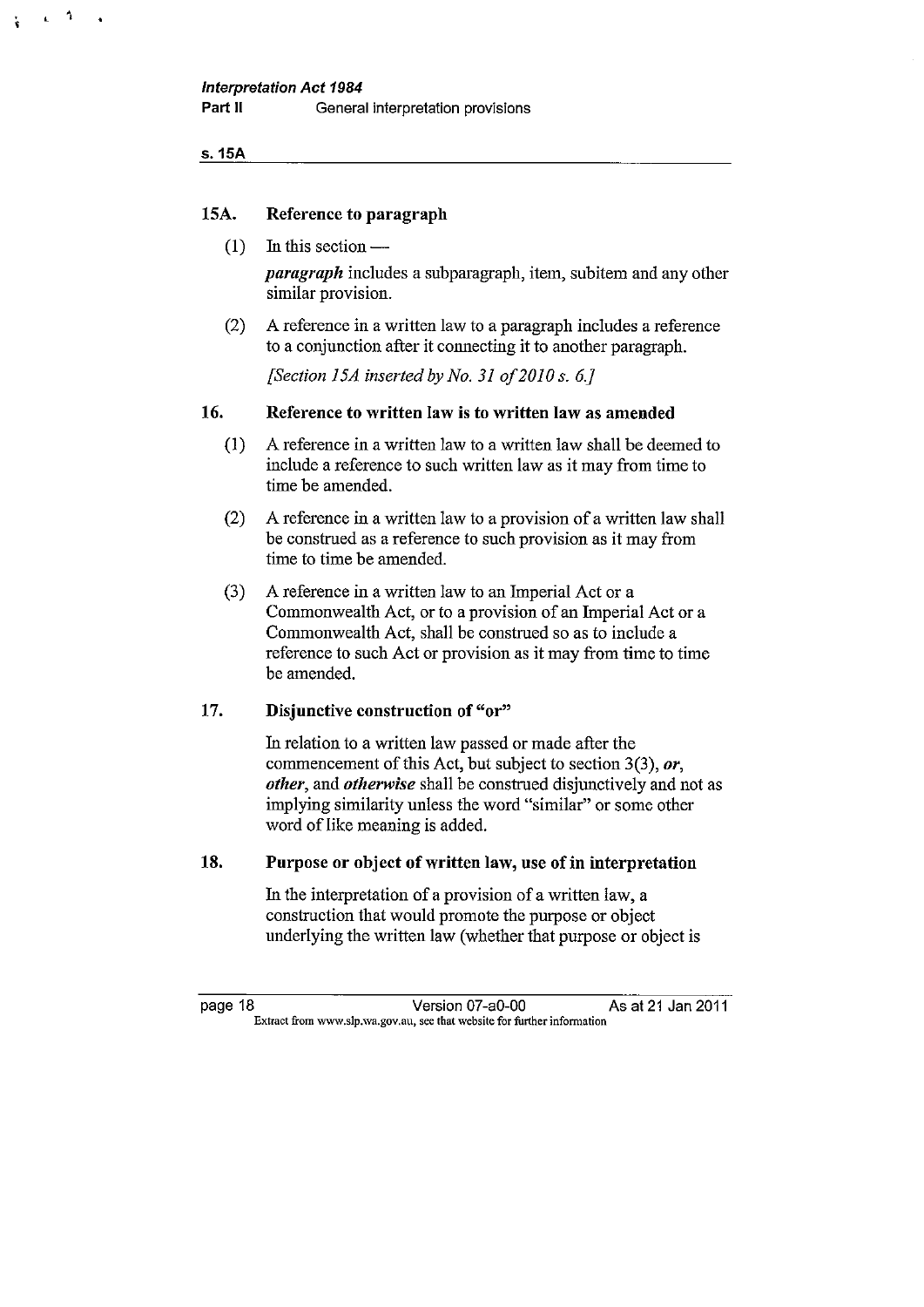### 15A. Reference to paragraph

(1) In this section —

***paragraph*** includes a subparagraph, item, subitem and any other similar provision.

(2) A reference in a written law to a paragraph includes a reference to a conjunction after it connecting it to another paragraph.

*[Section 15A inserted by No. 31 of 2010 s. 6.]*

### 16. Reference to written law is to written law as amended

(1) A reference in a written law to a written law shall be deemed to include a reference to such written law as it may from time to time be amended.

(2) A reference in a written law to a provision of a written law shall be construed as a reference to such provision as it may from time to time be amended.

(3) A reference in a written law to an Imperial Act or a Commonwealth Act, or to a provision of an Imperial Act or a Commonwealth Act, shall be construed so as to include a reference to such Act or provision as it may from time to time be amended.

### 17. Disjunctive construction of "or"

In relation to a written law passed or made after the commencement of this Act, but subject to section 3(3), ***or***, ***other***, and ***otherwise*** shall be construed disjunctively and not as implying similarity unless the word "similar" or some other word of like meaning is added.

### 18. Purpose or object of written law, use of in interpretation

In the interpretation of a provision of a written law, a construction that would promote the purpose or object underlying the written law (whether that purpose or object is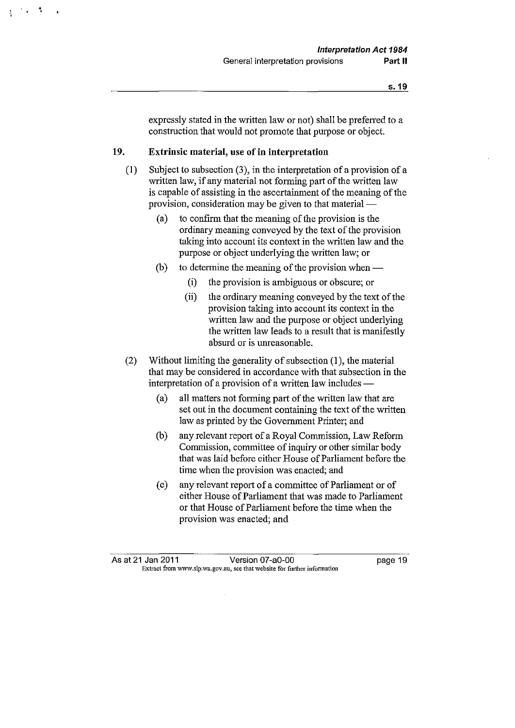expressly stated in the written law or not) shall be preferred to a construction that would not promote that purpose or object.

## 19. Extrinsic material, use of in interpretation

(1) Subject to subsection (3), in the interpretation of a provision of a written law, if any material not forming part of the written law is capable of assisting in the ascertainment of the meaning of the provision, consideration may be given to that material —

- (a) to confirm that the meaning of the provision is the ordinary meaning conveyed by the text of the provision taking into account its context in the written law and the purpose or object underlying the written law; or
- (b) to determine the meaning of the provision when —
  - (i) the provision is ambiguous or obscure; or
  - (ii) the ordinary meaning conveyed by the text of the provision taking into account its context in the written law and the purpose or object underlying the written law leads to a result that is manifestly absurd or is unreasonable.

(2) Without limiting the generality of subsection (1), the material that may be considered in accordance with that subsection in the interpretation of a provision of a written law includes —

- (a) all matters not forming part of the written law that are set out in the document containing the text of the written law as printed by the Government Printer; and
- (b) any relevant report of a Royal Commission, Law Reform Commission, committee of inquiry or other similar body that was laid before either House of Parliament before the time when the provision was enacted; and
- (c) any relevant report of a committee of Parliament or of either House of Parliament that was made to Parliament or that House of Parliament before the time when the provision was enacted; and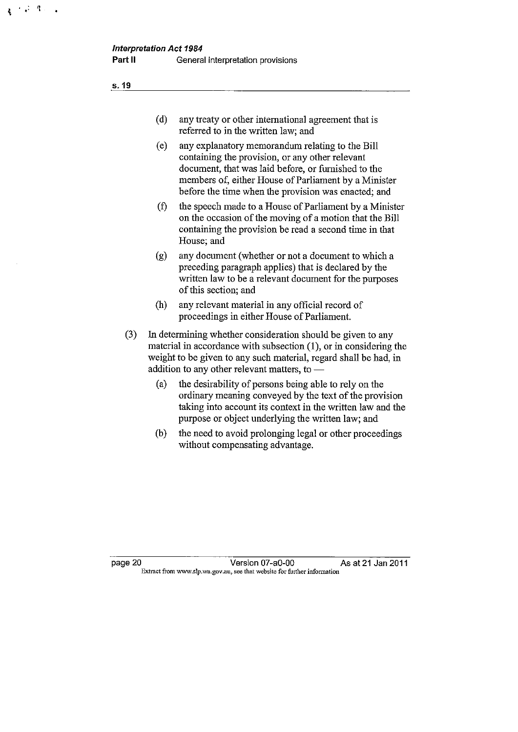(d) any treaty or other international agreement that is referred to in the written law; and

(e) any explanatory memorandum relating to the Bill containing the provision, or any other relevant document, that was laid before, or furnished to the members of, either House of Parliament by a Minister before the time when the provision was enacted; and

(f) the speech made to a House of Parliament by a Minister on the occasion of the moving of a motion that the Bill containing the provision be read a second time in that House; and

(g) any document (whether or not a document to which a preceding paragraph applies) that is declared by the written law to be a relevant document for the purposes of this section; and

(h) any relevant material in any official record of proceedings in either House of Parliament.

(3) In determining whether consideration should be given to any material in accordance with subsection (1), or in considering the weight to be given to any such material, regard shall be had, in addition to any other relevant matters, to —

(a) the desirability of persons being able to rely on the ordinary meaning conveyed by the text of the provision taking into account its context in the written law and the purpose or object underlying the written law; and

(b) the need to avoid prolonging legal or other proceedings without compensating advantage.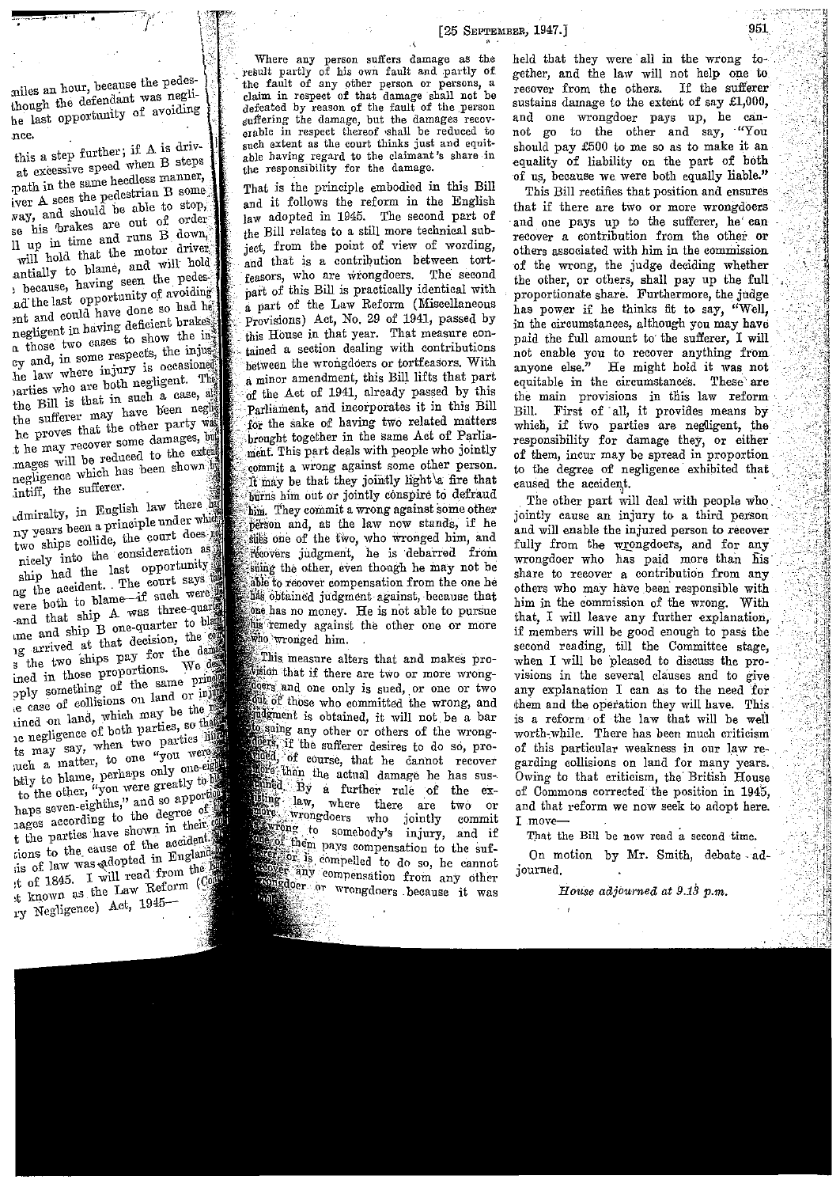miles an hour, because the pedes- though the defendant was negli- he last opportunity of avoiding nce.

this a step further; if A is driv- at excessive speed when B steps path in the same heedless manner, iver A sees the pedestrian B some way, and should be able to stop, se his brakes are out of order ll up in time and runs B down, will hold that the motor driver antially to blame, and will hold because, having seen the pedes- ad the last opportunity of avoiding nt and could have done so had he negligent in having deficient brakes. n those two cases to show the in- cy and, in some respects, the injus- he law where injury is occasioned parties who are both negligent. The the Bill is that in such a case, al the sufferer may have been negli he proves that the other party was t he may recover some damages, but mages will be reduced to the extent negligence which has been shown by intiff, the sufferer.

dmiralty, in English law there has ny years been a principle under which two ships collide, the court does not nicely into the consideration as ship had the last opportunity ng the accident. The court says that were both to blame—if such were the and that ship A was three-quarters ame and ship B one-quarter to blame ng arrived at that decision, the court s the two ships pay for the damage ined in those proportions. We de- pply something of the same principle e case of collisions on land or injuries ined on land, which may be the re- e negligence of both parties, so that ts may say, when two parties liti- uch a matter, to one "you were btly to blame, perhaps only one-eighth to the other, "you were greatly to blame, haps seven-eighths," and so apportion nages according to the degree of t the parties have shown in their con- tions to the cause of the accident. is of law was adopted in England t of 1845. I will read from the Bill t known as the Law Reform (Con- ry Negligence) Act, 1945—

> Where any person suffers damage as the result partly of his own fault and partly of the fault of any other person or persons, a claim in respect of that damage shall not be defeated by reason of the fault of the person suffering the damage, but the damages recoverable in respect thereof shall be reduced to such extent as the court thinks just and equitable having regard to the claimant's share in the responsibility for the damage.

That is the principle embodied in this Bill and it follows the reform in the English law adopted in 1945. The second part of the Bill relates to a still more technical subject, from the point of view of wording, and that is a contribution between tortfeasors, who are wrongdoers. The second part of this Bill is practically identical with a part of the Law Reform (Miscellaneous Provisions) Act, No. 29 of 1941, passed by this House in that year. That measure contained a section dealing with contributions between the wrongdoers or tortfeasors. With a minor amendment, this Bill lifts that part of the Act of 1941, already passed by this Parliament, and incorporates it in this Bill for the sake of having two related matters brought together in the same Act of Parliament. This part deals with people who jointly commit a wrong against some other person. It may be that they jointly light a fire that burns him out or jointly conspire to defraud him. They commit a wrong against some other person and, as the law now stands, if he sues one of the two, who wronged him, and recovers judgment, he is debarred from suing the other, even though he may not be able to recover compensation from the one he has obtained judgment against, because that one has no money. He is not able to pursue his remedy against the other one or more who wronged him.

This measure alters that and makes provision that if there are two or more wrongdoers and one only is sued, or one or two out of those who committed the wrong, and judgment is obtained, it will not be a bar to suing any other or others of the wrongdoers, if the sufferer desires to do so, provided, of course, that he cannot recover more than the actual damage he has sustained. By a further rule of the existing law, where there are two or more wrongdoers who jointly commit a wrong to somebody's injury, and if one of them pays compensation to the sufferer or is compelled to do so, he cannot recover any compensation from any other wrongdoer or wrongdoers because it was held that they were all in the wrong together, and the law will not help one to recover from the others. If the sufferer sustains damage to the extent of say £1,000, and one wrongdoer pays up, he cannot go to the other and say, "You should pay £500 to me so as to make it an equality of liability on the part of both of us, because we were both equally liable."

This Bill rectifies that position and ensures that if there are two or more wrongdoers and one pays up to the sufferer, he can recover a contribution from the other or others associated with him in the commission of the wrong, the judge deciding whether the other, or others, shall pay up the full proportionate share. Furthermore, the judge has power if he thinks fit to say, "Well, in the circumstances, although you may have paid the full amount to the sufferer, I will not enable you to recover anything from anyone else." He might hold it was not equitable in the circumstances. These are the main provisions in this law reform Bill. First of all, it provides means by which, if two parties are negligent, the responsibility for damage they, or either of them, incur may be spread in proportion to the degree of negligence exhibited that caused the accident.

The other part will deal with people who jointly cause an injury to a third person and will enable the injured person to recover fully from the wrongdoers, and for any wrongdoer who has paid more than his share to recover a contribution from any others who may have been responsible with him in the commission of the wrong. With that, I will leave any further explanation, if members will be good enough to pass the second reading, till the Committee stage, when I will be pleased to discuss the provisions in the several clauses and to give any explanation I can as to the need for them and the operation they will have. This is a reform of the law that will be well worth-while. There has been much criticism of this particular weakness in our law regarding collisions on land for many years. Owing to that criticism, the British House of Commons corrected the position in 1945, and that reform we now seek to adopt here. I move—

That the Bill be now read a second time.

On motion by Mr. Smith, debate adjourned.

*House adjourned at 9.13 p.m.*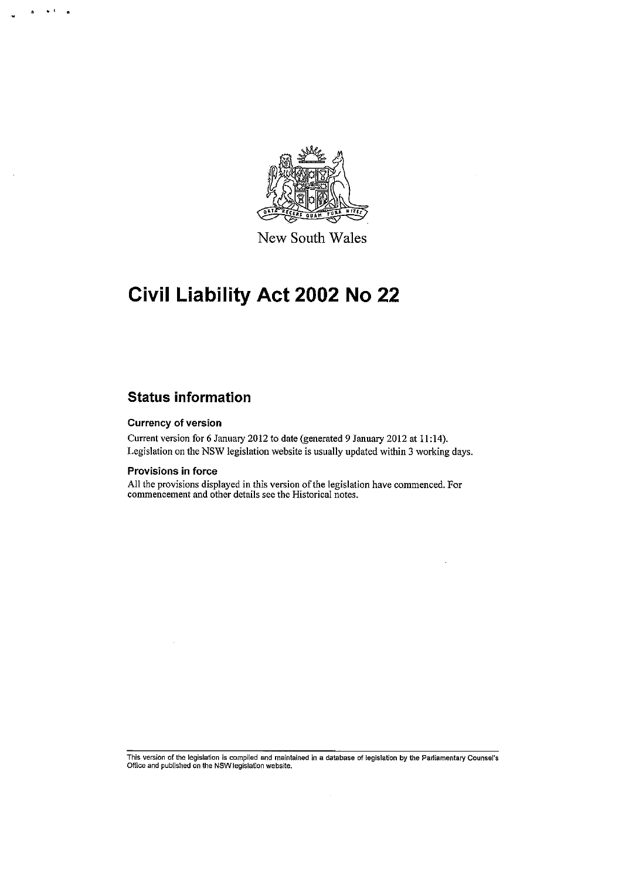New South Wales

# Civil Liability Act 2002 No 22

## Status information

### Currency of version

Current version for 6 January 2012 to date (generated 9 January 2012 at 11:14).
Legislation on the NSW legislation website is usually updated within 3 working days.

### Provisions in force

All the provisions displayed in this version of the legislation have commenced. For commencement and other details see the Historical notes.

This version of the legislation is compiled and maintained in a database of legislation by the Parliamentary Counsel's Office and published on the NSW legislation website.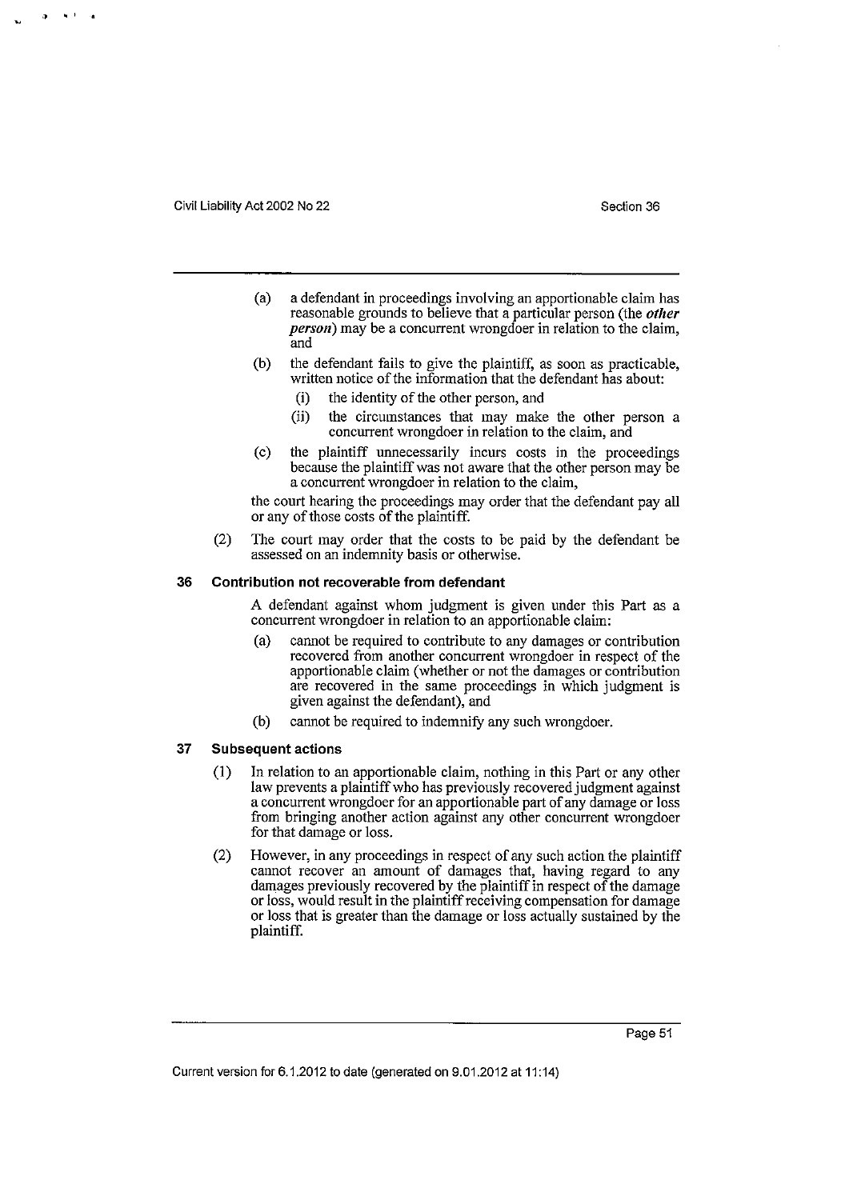(a) a defendant in proceedings involving an apportionable claim has reasonable grounds to believe that a particular person (the ***other person***) may be a concurrent wrongdoer in relation to the claim, and

(b) the defendant fails to give the plaintiff, as soon as practicable, written notice of the information that the defendant has about:

  (i) the identity of the other person, and

  (ii) the circumstances that may make the other person a concurrent wrongdoer in relation to the claim, and

(c) the plaintiff unnecessarily incurs costs in the proceedings because the plaintiff was not aware that the other person may be a concurrent wrongdoer in relation to the claim,

the court hearing the proceedings may order that the defendant pay all or any of those costs of the plaintiff.

(2) The court may order that the costs to be paid by the defendant be assessed on an indemnity basis or otherwise.

### 36 Contribution not recoverable from defendant

A defendant against whom judgment is given under this Part as a concurrent wrongdoer in relation to an apportionable claim:

(a) cannot be required to contribute to any damages or contribution recovered from another concurrent wrongdoer in respect of the apportionable claim (whether or not the damages or contribution are recovered in the same proceedings in which judgment is given against the defendant), and

(b) cannot be required to indemnify any such wrongdoer.

### 37 Subsequent actions

(1) In relation to an apportionable claim, nothing in this Part or any other law prevents a plaintiff who has previously recovered judgment against a concurrent wrongdoer for an apportionable part of any damage or loss from bringing another action against any other concurrent wrongdoer for that damage or loss.

(2) However, in any proceedings in respect of any such action the plaintiff cannot recover an amount of damages that, having regard to any damages previously recovered by the plaintiff in respect of the damage or loss, would result in the plaintiff receiving compensation for damage or loss that is greater than the damage or loss actually sustained by the plaintiff.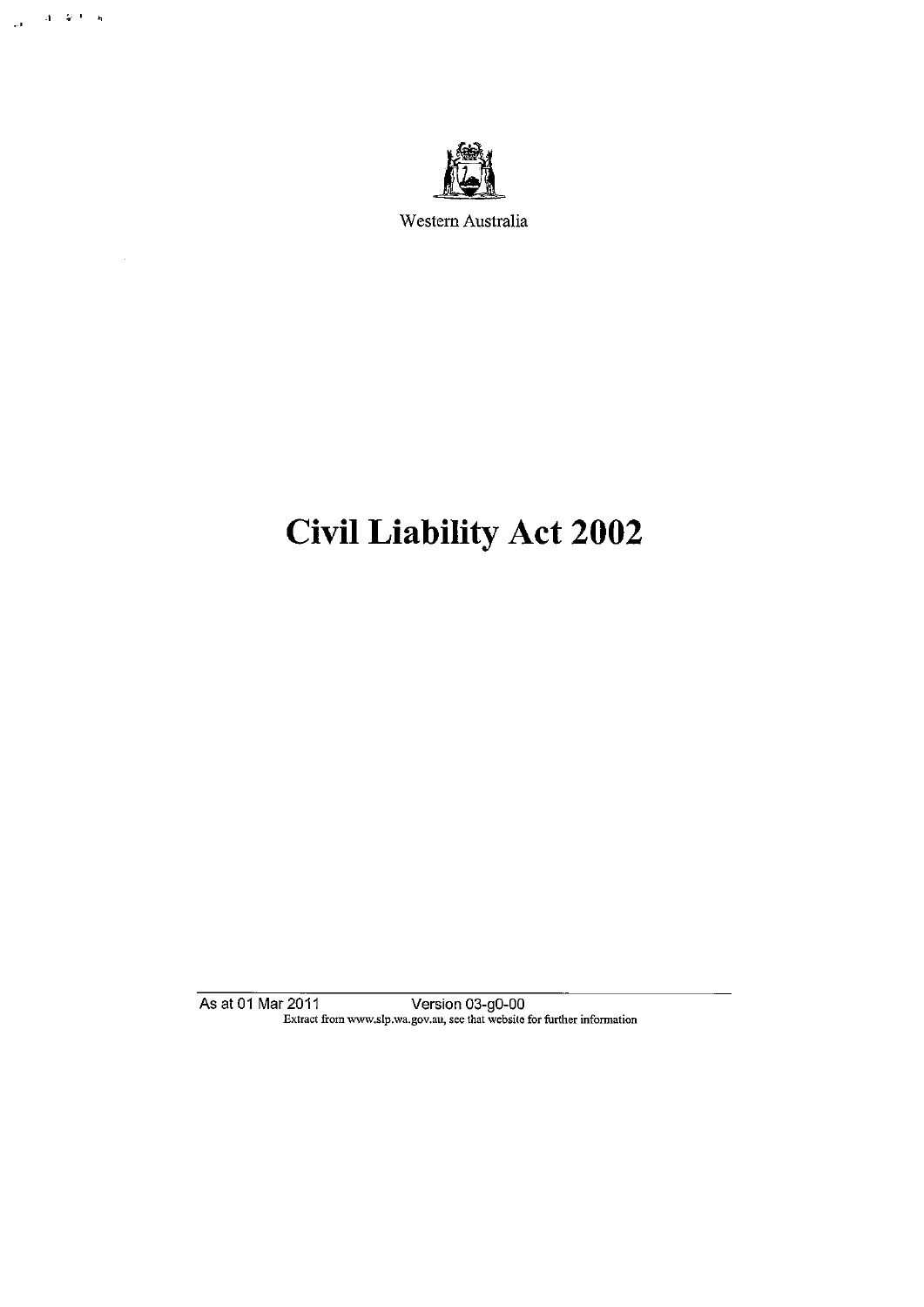Western Australia

# Civil Liability Act 2002

As at 01 Mar 2011 Version 03-g0-00

Extract from www.slp.wa.gov.au, see that website for further information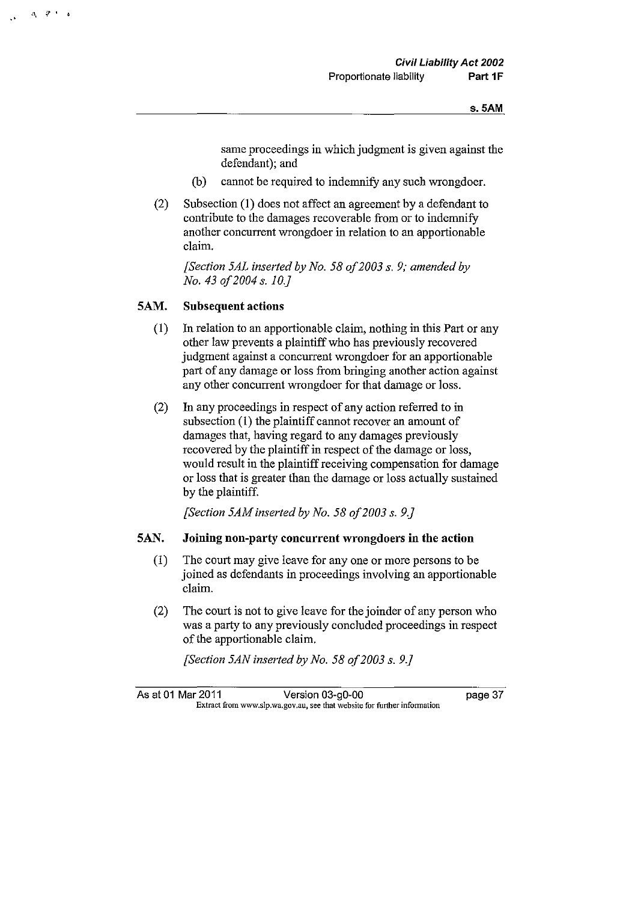same proceedings in which judgment is given against the defendant); and

(b) cannot be required to indemnify any such wrongdoer.

(2) Subsection (1) does not affect an agreement by a defendant to contribute to the damages recoverable from or to indemnify another concurrent wrongdoer in relation to an apportionable claim.

*[Section 5AL inserted by No. 58 of 2003 s. 9; amended by No. 43 of 2004 s. 10.]*

### 5AM. Subsequent actions

(1) In relation to an apportionable claim, nothing in this Part or any other law prevents a plaintiff who has previously recovered judgment against a concurrent wrongdoer for an apportionable part of any damage or loss from bringing another action against any other concurrent wrongdoer for that damage or loss.

(2) In any proceedings in respect of any action referred to in subsection (1) the plaintiff cannot recover an amount of damages that, having regard to any damages previously recovered by the plaintiff in respect of the damage or loss, would result in the plaintiff receiving compensation for damage or loss that is greater than the damage or loss actually sustained by the plaintiff.

*[Section 5AM inserted by No. 58 of 2003 s. 9.]*

### 5AN. Joining non-party concurrent wrongdoers in the action

(1) The court may give leave for any one or more persons to be joined as defendants in proceedings involving an apportionable claim.

(2) The court is not to give leave for the joinder of any person who was a party to any previously concluded proceedings in respect of the apportionable claim.

*[Section 5AN inserted by No. 58 of 2003 s. 9.]*